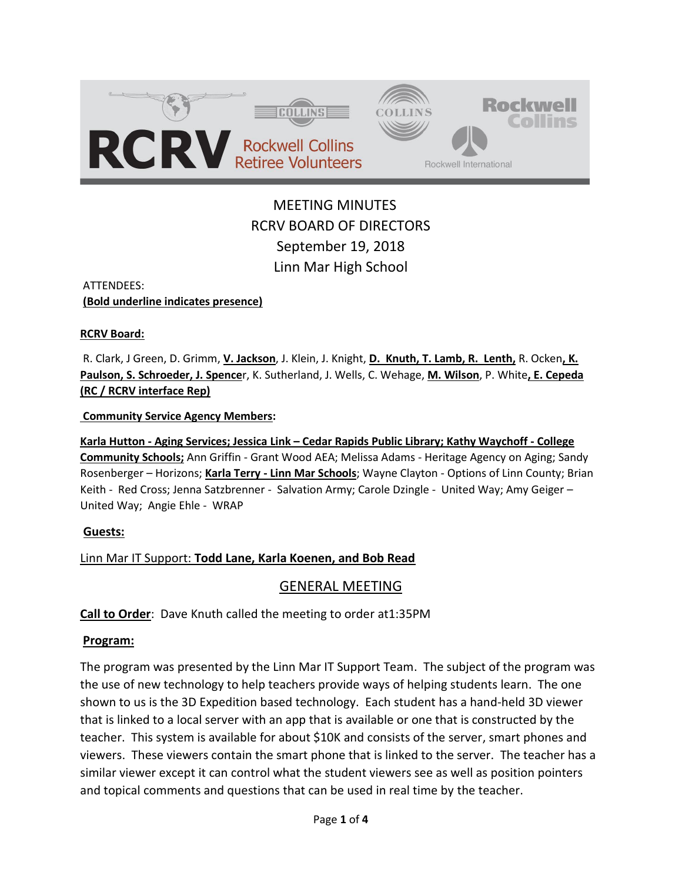RCRV Rockwell Collins Retiree Volunteers

# MEETING MINUTES
## RCRV BOARD OF DIRECTORS
## September 19, 2018
## Linn Mar High School

ATTENDEES:
**(Bold underline indicates presence)**

**RCRV Board:**

R. Clark, J Green, D. Grimm, **V. Jackson**, J. Klein, J. Knight, **D. Knuth, T. Lamb, R. Lenth,** R. Ocken**, K. Paulson, S. Schroeder, J. Spence**r, K. Sutherland, J. Wells, C. Wehage, **M. Wilson**, P. White**, E. Cepeda (RC / RCRV interface Rep)**

**Community Service Agency Members:**

**Karla Hutton - Aging Services; Jessica Link – Cedar Rapids Public Library; Kathy Waychoff - College Community Schools;** Ann Griffin - Grant Wood AEA; Melissa Adams - Heritage Agency on Aging; Sandy Rosenberger – Horizons; **Karla Terry - Linn Mar Schools**; Wayne Clayton - Options of Linn County; Brian Keith - Red Cross; Jenna Satzbrenner - Salvation Army; Carole Dzingle - United Way; Amy Geiger – United Way; Angie Ehle - WRAP

**Guests:**

Linn Mar IT Support: **Todd Lane, Karla Koenen, and Bob Read**

## GENERAL MEETING

**Call to Order**: Dave Knuth called the meeting to order at1:35PM

**Program:**

The program was presented by the Linn Mar IT Support Team. The subject of the program was the use of new technology to help teachers provide ways of helping students learn. The one shown to us is the 3D Expedition based technology. Each student has a hand-held 3D viewer that is linked to a local server with an app that is available or one that is constructed by the teacher. This system is available for about $10K and consists of the server, smart phones and viewers. These viewers contain the smart phone that is linked to the server. The teacher has a similar viewer except it can control what the student viewers see as well as position pointers and topical comments and questions that can be used in real time by the teacher.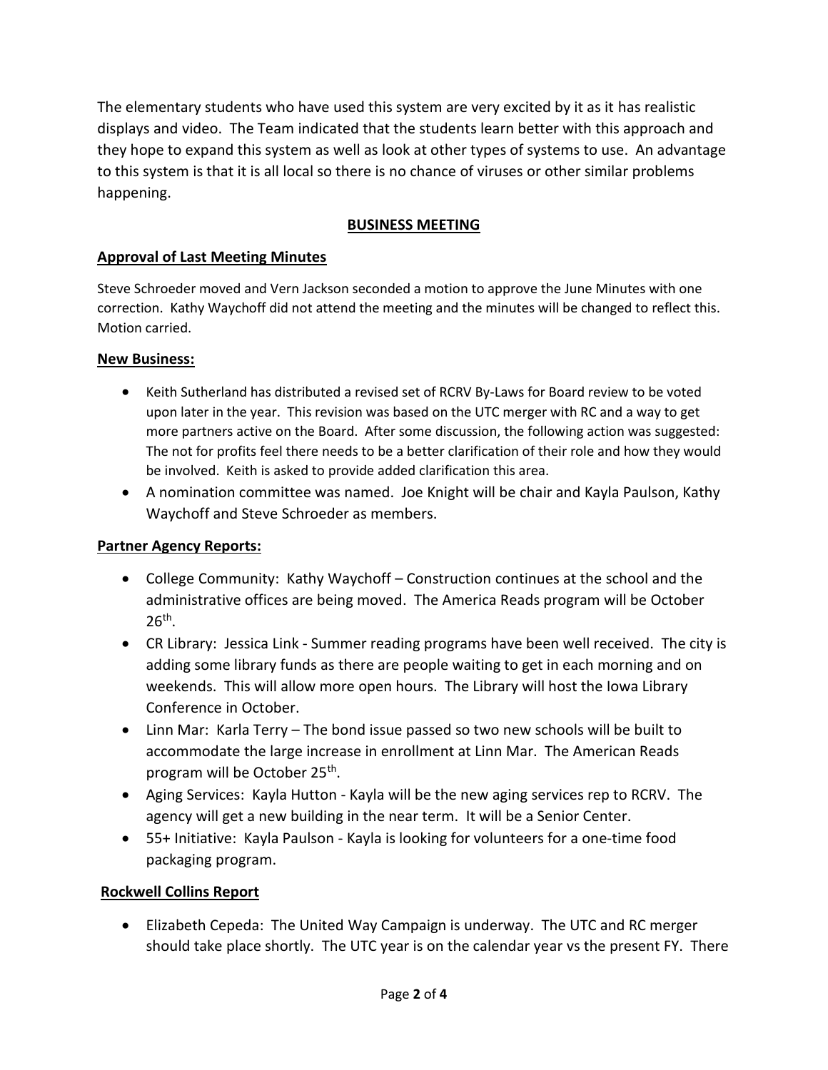The elementary students who have used this system are very excited by it as it has realistic displays and video. The Team indicated that the students learn better with this approach and they hope to expand this system as well as look at other types of systems to use. An advantage to this system is that it is all local so there is no chance of viruses or other similar problems happening.

## BUSINESS MEETING

### Approval of Last Meeting Minutes

Steve Schroeder moved and Vern Jackson seconded a motion to approve the June Minutes with one correction. Kathy Waychoff did not attend the meeting and the minutes will be changed to reflect this. Motion carried.

### New Business:

- Keith Sutherland has distributed a revised set of RCRV By-Laws for Board review to be voted upon later in the year. This revision was based on the UTC merger with RC and a way to get more partners active on the Board. After some discussion, the following action was suggested: The not for profits feel there needs to be a better clarification of their role and how they would be involved. Keith is asked to provide added clarification this area.
- A nomination committee was named. Joe Knight will be chair and Kayla Paulson, Kathy Waychoff and Steve Schroeder as members.

### Partner Agency Reports:

- College Community: Kathy Waychoff – Construction continues at the school and the administrative offices are being moved. The America Reads program will be October 26th.
- CR Library: Jessica Link - Summer reading programs have been well received. The city is adding some library funds as there are people waiting to get in each morning and on weekends. This will allow more open hours. The Library will host the Iowa Library Conference in October.
- Linn Mar: Karla Terry – The bond issue passed so two new schools will be built to accommodate the large increase in enrollment at Linn Mar. The American Reads program will be October 25th.
- Aging Services: Kayla Hutton - Kayla will be the new aging services rep to RCRV. The agency will get a new building in the near term. It will be a Senior Center.
- 55+ Initiative: Kayla Paulson - Kayla is looking for volunteers for a one-time food packaging program.

### Rockwell Collins Report

- Elizabeth Cepeda: The United Way Campaign is underway. The UTC and RC merger should take place shortly. The UTC year is on the calendar year vs the present FY. There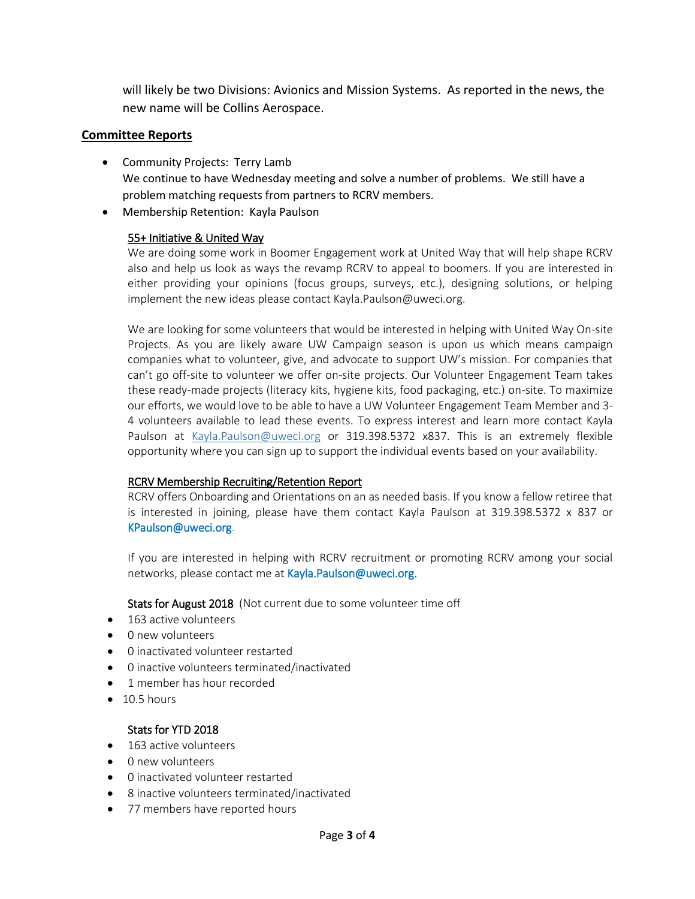will likely be two Divisions: Avionics and Mission Systems. As reported in the news, the new name will be Collins Aerospace.

## Committee Reports

- Community Projects: Terry Lamb
  We continue to have Wednesday meeting and solve a number of problems. We still have a problem matching requests from partners to RCRV members.
- Membership Retention: Kayla Paulson

  <u>55+ Initiative & United Way</u>
  We are doing some work in Boomer Engagement work at United Way that will help shape RCRV also and help us look as ways the revamp RCRV to appeal to boomers. If you are interested in either providing your opinions (focus groups, surveys, etc.), designing solutions, or helping implement the new ideas please contact Kayla.Paulson@uweci.org.

  We are looking for some volunteers that would be interested in helping with United Way On-site Projects. As you are likely aware UW Campaign season is upon us which means campaign companies what to volunteer, give, and advocate to support UW's mission. For companies that can't go off-site to volunteer we offer on-site projects. Our Volunteer Engagement Team takes these ready-made projects (literacy kits, hygiene kits, food packaging, etc.) on-site. To maximize our efforts, we would love to be able to have a UW Volunteer Engagement Team Member and 3-4 volunteers available to lead these events. To express interest and learn more contact Kayla Paulson at Kayla.Paulson@uweci.org or 319.398.5372 x837. This is an extremely flexible opportunity where you can sign up to support the individual events based on your availability.

  <u>RCRV Membership Recruiting/Retention Report</u>
  RCRV offers Onboarding and Orientations on an as needed basis. If you know a fellow retiree that is interested in joining, please have them contact Kayla Paulson at 319.398.5372 x 837 or KPaulson@uweci.org.

  If you are interested in helping with RCRV recruitment or promoting RCRV among your social networks, please contact me at Kayla.Paulson@uweci.org.

  Stats for August 2018 (Not current due to some volunteer time off

- 163 active volunteers
- 0 new volunteers
- 0 inactivated volunteer restarted
- 0 inactive volunteers terminated/inactivated
- 1 member has hour recorded
- 10.5 hours

  Stats for YTD 2018

- 163 active volunteers
- 0 new volunteers
- 0 inactivated volunteer restarted
- 8 inactive volunteers terminated/inactivated
- 77 members have reported hours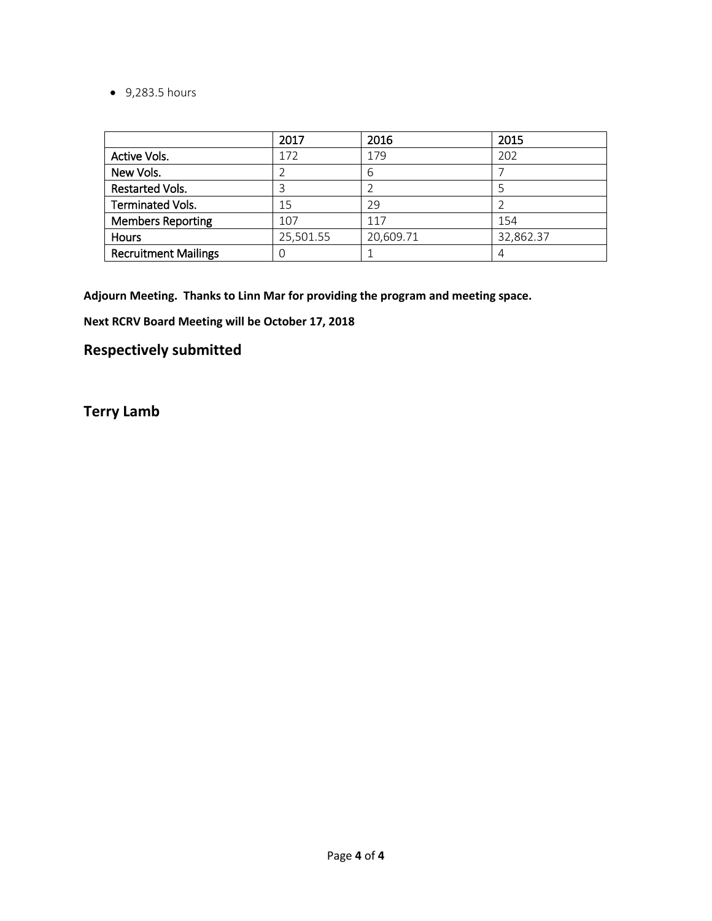- 9,283.5 hours

| | 2017 | 2016 | 2015 |
|---|---|---|---|
| Active Vols. | 172 | 179 | 202 |
| New Vols. | 2 | 6 | 7 |
| Restarted Vols. | 3 | 2 | 5 |
| Terminated Vols. | 15 | 29 | 2 |
| Members Reporting | 107 | 117 | 154 |
| Hours | 25,501.55 | 20,609.71 | 32,862.37 |
| Recruitment Mailings | 0 | 1 | 4 |

**Adjourn Meeting. Thanks to Linn Mar for providing the program and meeting space.**

**Next RCRV Board Meeting will be October 17, 2018**

## Respectively submitted

## Terry Lamb